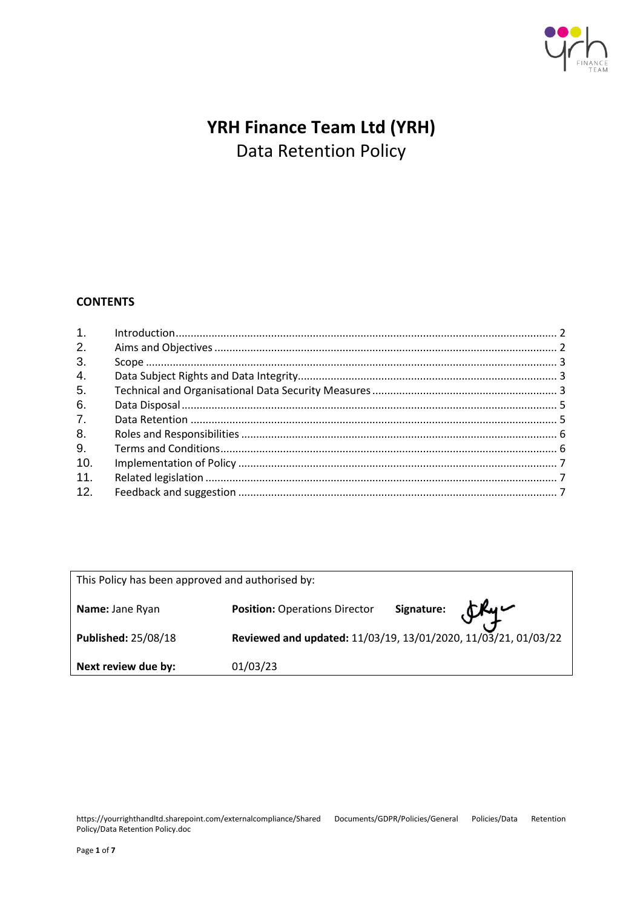# YRH Finance Team Ltd (YRH)

## Data Retention Policy

**CONTENTS**

| | | |
|---|---|---|
| 1. | Introduction | 2 |
| 2. | Aims and Objectives | 2 |
| 3. | Scope | 3 |
| 4. | Data Subject Rights and Data Integrity | 3 |
| 5. | Technical and Organisational Data Security Measures | 3 |
| 6. | Data Disposal | 5 |
| 7. | Data Retention | 5 |
| 8. | Roles and Responsibilities | 6 |
| 9. | Terms and Conditions | 6 |
| 10. | Implementation of Policy | 7 |
| 11. | Related legislation | 7 |
| 12. | Feedback and suggestion | 7 |

| This Policy has been approved and authorised by: | | |
|---|---|---|
| **Name:** Jane Ryan | **Position:** Operations Director | **Signature:** |
| **Published:** 25/08/18 | **Reviewed and updated:** 11/03/19, 13/01/2020, 11/03/21, 01/03/22 | |
| **Next review due by:** | 01/03/23 | |

https://yourrighthandltd.sharepoint.com/externalcompliance/Shared Documents/GDPR/Policies/General Policies/Data Retention Policy/Data Retention Policy.doc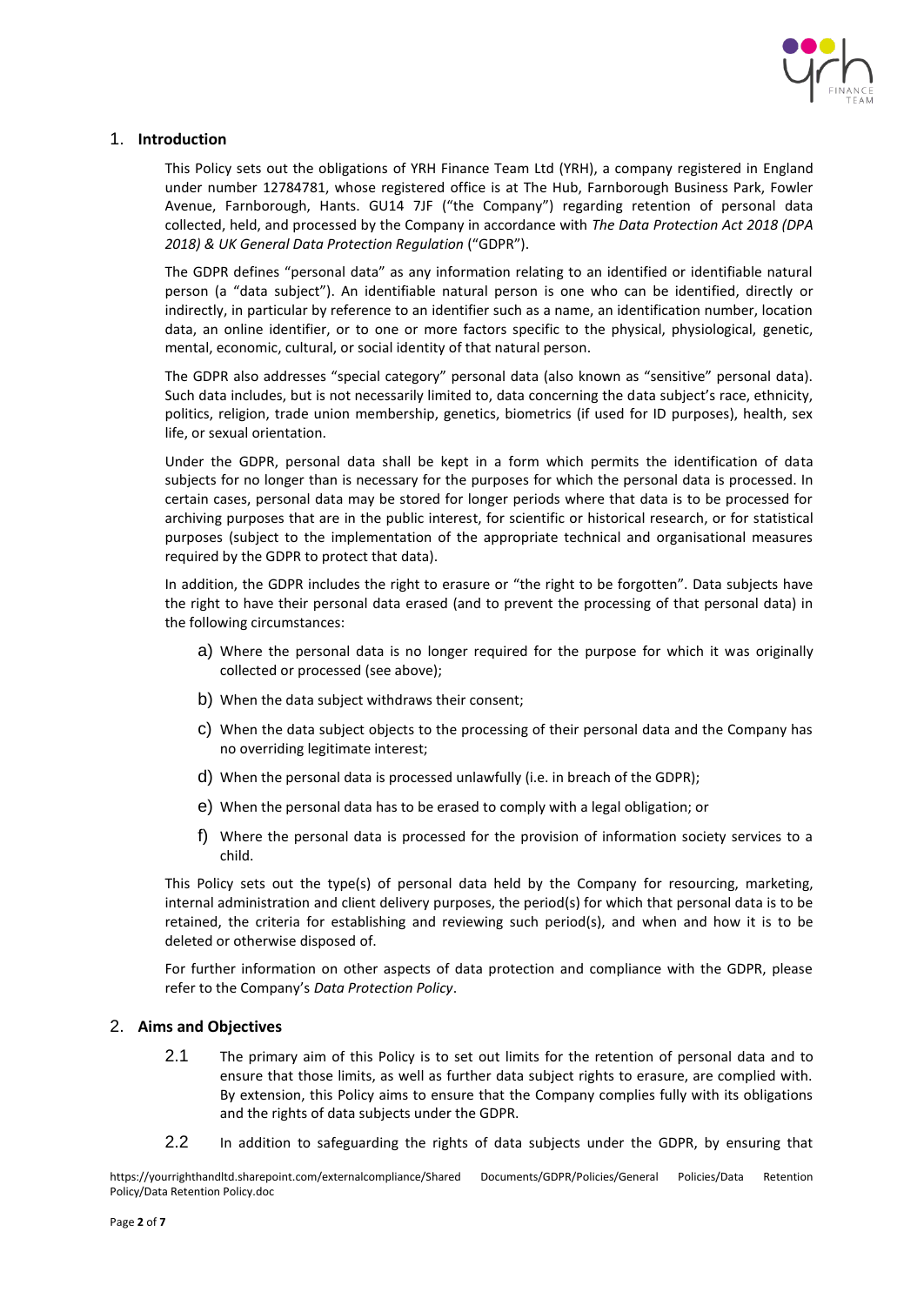## 1. Introduction

This Policy sets out the obligations of YRH Finance Team Ltd (YRH), a company registered in England under number 12784781, whose registered office is at The Hub, Farnborough Business Park, Fowler Avenue, Farnborough, Hants. GU14 7JF ("the Company") regarding retention of personal data collected, held, and processed by the Company in accordance with *The Data Protection Act 2018 (DPA 2018) & UK General Data Protection Regulation* ("GDPR").

The GDPR defines "personal data" as any information relating to an identified or identifiable natural person (a "data subject"). An identifiable natural person is one who can be identified, directly or indirectly, in particular by reference to an identifier such as a name, an identification number, location data, an online identifier, or to one or more factors specific to the physical, physiological, genetic, mental, economic, cultural, or social identity of that natural person.

The GDPR also addresses "special category" personal data (also known as "sensitive" personal data). Such data includes, but is not necessarily limited to, data concerning the data subject's race, ethnicity, politics, religion, trade union membership, genetics, biometrics (if used for ID purposes), health, sex life, or sexual orientation.

Under the GDPR, personal data shall be kept in a form which permits the identification of data subjects for no longer than is necessary for the purposes for which the personal data is processed. In certain cases, personal data may be stored for longer periods where that data is to be processed for archiving purposes that are in the public interest, for scientific or historical research, or for statistical purposes (subject to the implementation of the appropriate technical and organisational measures required by the GDPR to protect that data).

In addition, the GDPR includes the right to erasure or "the right to be forgotten". Data subjects have the right to have their personal data erased (and to prevent the processing of that personal data) in the following circumstances:

a) Where the personal data is no longer required for the purpose for which it was originally collected or processed (see above);

b) When the data subject withdraws their consent;

c) When the data subject objects to the processing of their personal data and the Company has no overriding legitimate interest;

d) When the personal data is processed unlawfully (i.e. in breach of the GDPR);

e) When the personal data has to be erased to comply with a legal obligation; or

f) Where the personal data is processed for the provision of information society services to a child.

This Policy sets out the type(s) of personal data held by the Company for resourcing, marketing, internal administration and client delivery purposes, the period(s) for which that personal data is to be retained, the criteria for establishing and reviewing such period(s), and when and how it is to be deleted or otherwise disposed of.

For further information on other aspects of data protection and compliance with the GDPR, please refer to the Company's *Data Protection Policy*.

## 2. Aims and Objectives

2.1 The primary aim of this Policy is to set out limits for the retention of personal data and to ensure that those limits, as well as further data subject rights to erasure, are complied with. By extension, this Policy aims to ensure that the Company complies fully with its obligations and the rights of data subjects under the GDPR.

2.2 In addition to safeguarding the rights of data subjects under the GDPR, by ensuring that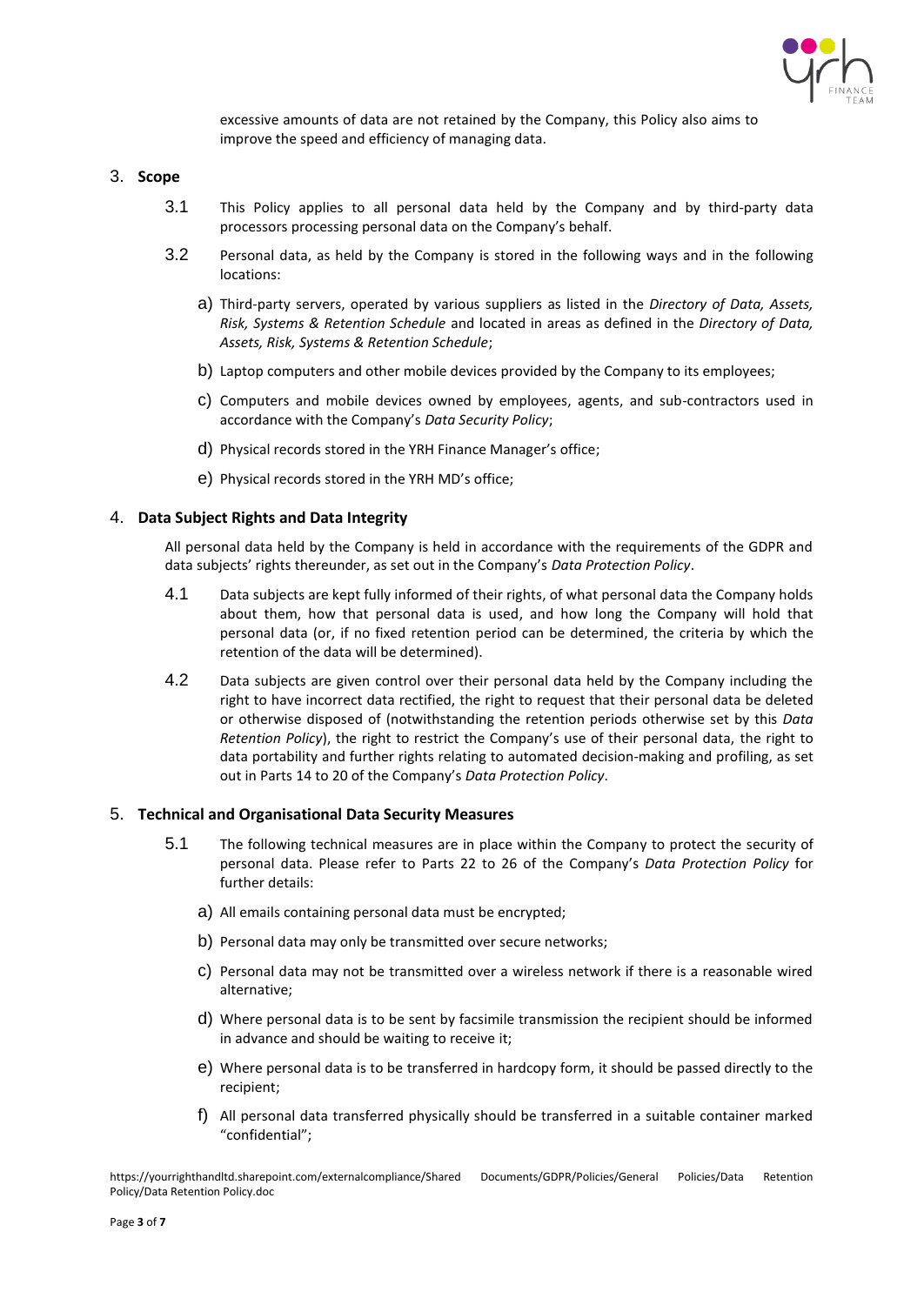excessive amounts of data are not retained by the Company, this Policy also aims to improve the speed and efficiency of managing data.

## 3. Scope

3.1 This Policy applies to all personal data held by the Company and by third-party data processors processing personal data on the Company's behalf.

3.2 Personal data, as held by the Company is stored in the following ways and in the following locations:

a) Third-party servers, operated by various suppliers as listed in the *Directory of Data, Assets, Risk, Systems & Retention Schedule* and located in areas as defined in the *Directory of Data, Assets, Risk, Systems & Retention Schedule*;

b) Laptop computers and other mobile devices provided by the Company to its employees;

c) Computers and mobile devices owned by employees, agents, and sub-contractors used in accordance with the Company's *Data Security Policy*;

d) Physical records stored in the YRH Finance Manager's office;

e) Physical records stored in the YRH MD's office;

## 4. Data Subject Rights and Data Integrity

All personal data held by the Company is held in accordance with the requirements of the GDPR and data subjects' rights thereunder, as set out in the Company's *Data Protection Policy*.

4.1 Data subjects are kept fully informed of their rights, of what personal data the Company holds about them, how that personal data is used, and how long the Company will hold that personal data (or, if no fixed retention period can be determined, the criteria by which the retention of the data will be determined).

4.2 Data subjects are given control over their personal data held by the Company including the right to have incorrect data rectified, the right to request that their personal data be deleted or otherwise disposed of (notwithstanding the retention periods otherwise set by this *Data Retention Policy*), the right to restrict the Company's use of their personal data, the right to data portability and further rights relating to automated decision-making and profiling, as set out in Parts 14 to 20 of the Company's *Data Protection Policy*.

## 5. Technical and Organisational Data Security Measures

5.1 The following technical measures are in place within the Company to protect the security of personal data. Please refer to Parts 22 to 26 of the Company's *Data Protection Policy* for further details:

a) All emails containing personal data must be encrypted;

b) Personal data may only be transmitted over secure networks;

c) Personal data may not be transmitted over a wireless network if there is a reasonable wired alternative;

d) Where personal data is to be sent by facsimile transmission the recipient should be informed in advance and should be waiting to receive it;

e) Where personal data is to be transferred in hardcopy form, it should be passed directly to the recipient;

f) All personal data transferred physically should be transferred in a suitable container marked "confidential";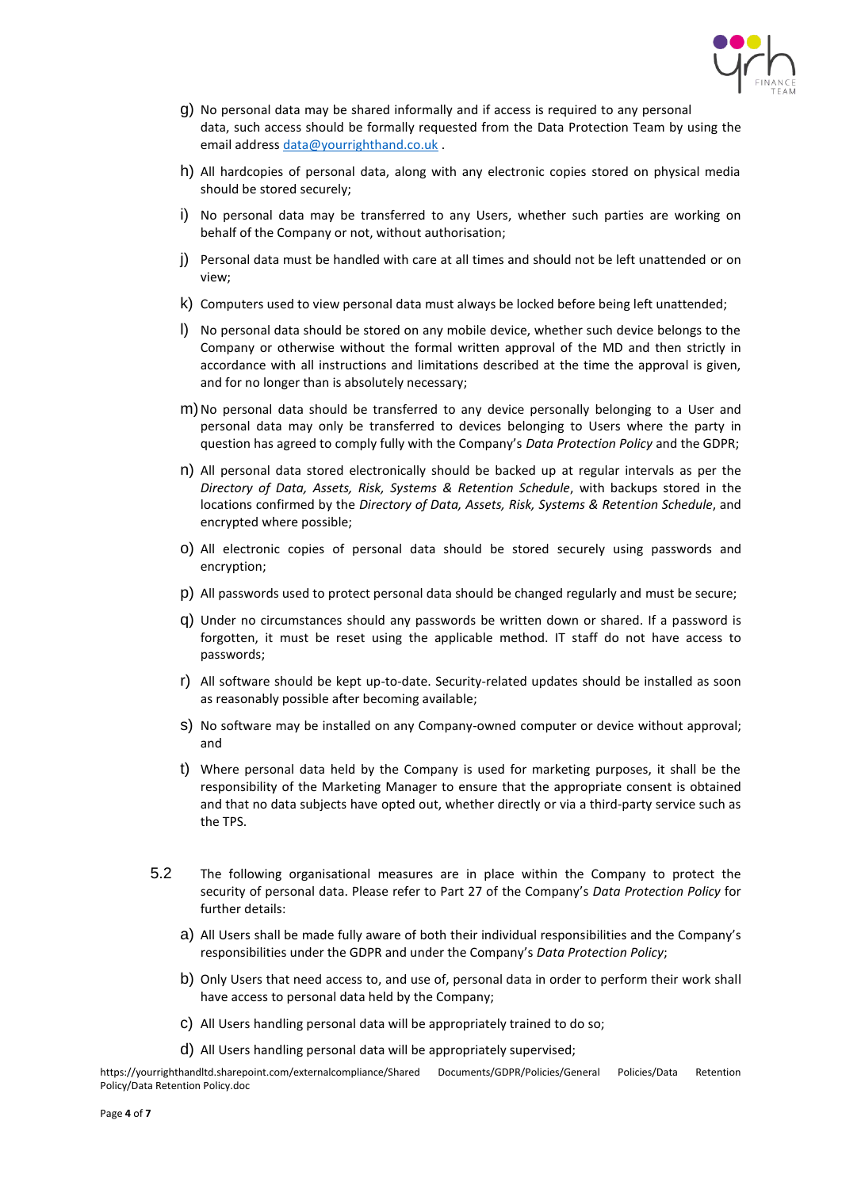g) No personal data may be shared informally and if access is required to any personal data, such access should be formally requested from the Data Protection Team by using the email address data@yourrighthand.co.uk .

h) All hardcopies of personal data, along with any electronic copies stored on physical media should be stored securely;

i) No personal data may be transferred to any Users, whether such parties are working on behalf of the Company or not, without authorisation;

j) Personal data must be handled with care at all times and should not be left unattended or on view;

k) Computers used to view personal data must always be locked before being left unattended;

l) No personal data should be stored on any mobile device, whether such device belongs to the Company or otherwise without the formal written approval of the MD and then strictly in accordance with all instructions and limitations described at the time the approval is given, and for no longer than is absolutely necessary;

m) No personal data should be transferred to any device personally belonging to a User and personal data may only be transferred to devices belonging to Users where the party in question has agreed to comply fully with the Company's *Data Protection Policy* and the GDPR;

n) All personal data stored electronically should be backed up at regular intervals as per the *Directory of Data, Assets, Risk, Systems & Retention Schedule*, with backups stored in the locations confirmed by the *Directory of Data, Assets, Risk, Systems & Retention Schedule*, and encrypted where possible;

o) All electronic copies of personal data should be stored securely using passwords and encryption;

p) All passwords used to protect personal data should be changed regularly and must be secure;

q) Under no circumstances should any passwords be written down or shared. If a password is forgotten, it must be reset using the applicable method. IT staff do not have access to passwords;

r) All software should be kept up-to-date. Security-related updates should be installed as soon as reasonably possible after becoming available;

s) No software may be installed on any Company-owned computer or device without approval; and

t) Where personal data held by the Company is used for marketing purposes, it shall be the responsibility of the Marketing Manager to ensure that the appropriate consent is obtained and that no data subjects have opted out, whether directly or via a third-party service such as the TPS.

5.2 The following organisational measures are in place within the Company to protect the security of personal data. Please refer to Part 27 of the Company's *Data Protection Policy* for further details:

a) All Users shall be made fully aware of both their individual responsibilities and the Company's responsibilities under the GDPR and under the Company's *Data Protection Policy*;

b) Only Users that need access to, and use of, personal data in order to perform their work shall have access to personal data held by the Company;

c) All Users handling personal data will be appropriately trained to do so;

d) All Users handling personal data will be appropriately supervised;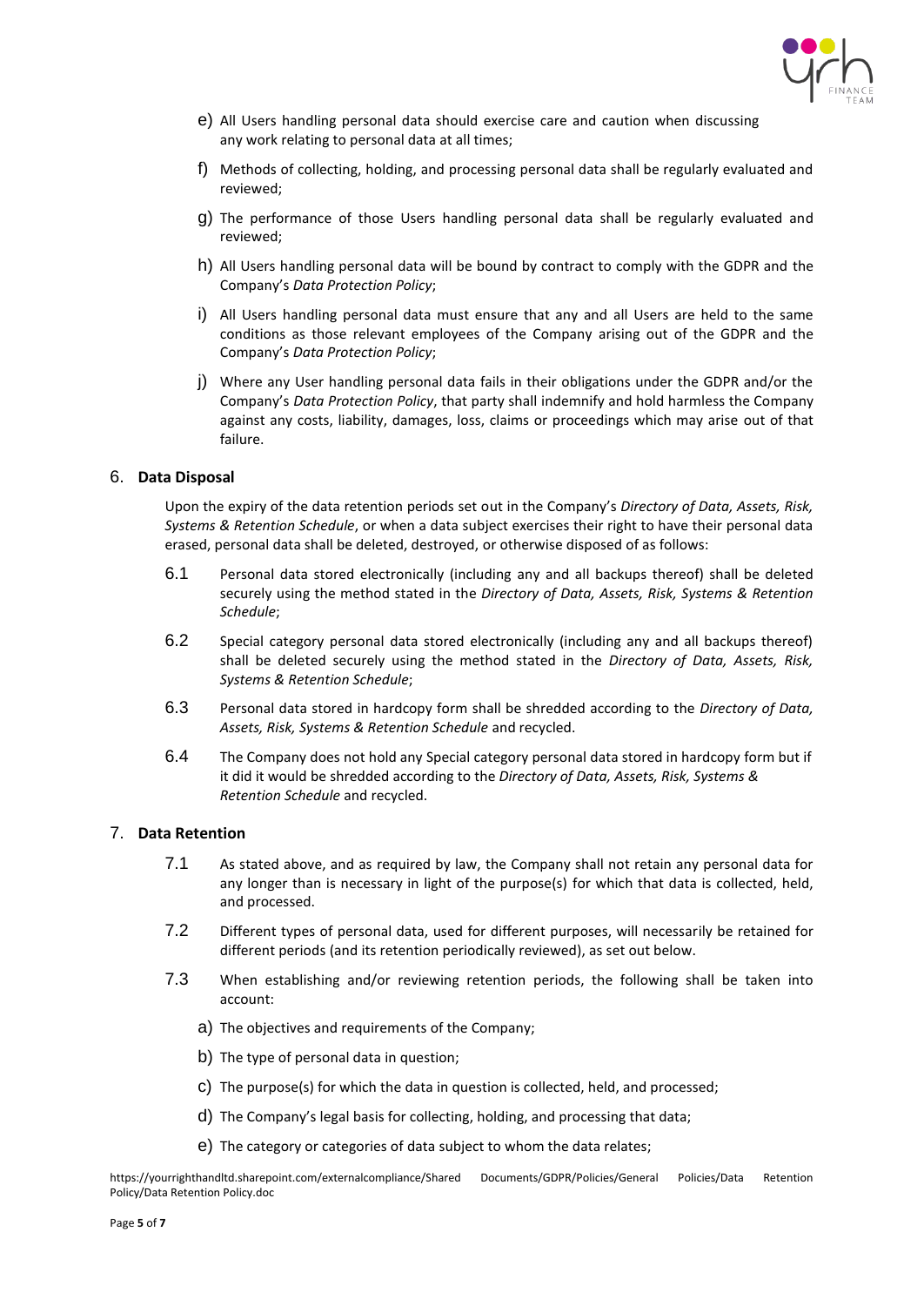e) All Users handling personal data should exercise care and caution when discussing any work relating to personal data at all times;

f) Methods of collecting, holding, and processing personal data shall be regularly evaluated and reviewed;

g) The performance of those Users handling personal data shall be regularly evaluated and reviewed;

h) All Users handling personal data will be bound by contract to comply with the GDPR and the Company's *Data Protection Policy*;

i) All Users handling personal data must ensure that any and all Users are held to the same conditions as those relevant employees of the Company arising out of the GDPR and the Company's *Data Protection Policy*;

j) Where any User handling personal data fails in their obligations under the GDPR and/or the Company's *Data Protection Policy*, that party shall indemnify and hold harmless the Company against any costs, liability, damages, loss, claims or proceedings which may arise out of that failure.

## 6. Data Disposal

Upon the expiry of the data retention periods set out in the Company's *Directory of Data, Assets, Risk, Systems & Retention Schedule*, or when a data subject exercises their right to have their personal data erased, personal data shall be deleted, destroyed, or otherwise disposed of as follows:

6.1 Personal data stored electronically (including any and all backups thereof) shall be deleted securely using the method stated in the *Directory of Data, Assets, Risk, Systems & Retention Schedule*;

6.2 Special category personal data stored electronically (including any and all backups thereof) shall be deleted securely using the method stated in the *Directory of Data, Assets, Risk, Systems & Retention Schedule*;

6.3 Personal data stored in hardcopy form shall be shredded according to the *Directory of Data, Assets, Risk, Systems & Retention Schedule* and recycled.

6.4 The Company does not hold any Special category personal data stored in hardcopy form but if it did it would be shredded according to the *Directory of Data, Assets, Risk, Systems & Retention Schedule* and recycled.

## 7. Data Retention

7.1 As stated above, and as required by law, the Company shall not retain any personal data for any longer than is necessary in light of the purpose(s) for which that data is collected, held, and processed.

7.2 Different types of personal data, used for different purposes, will necessarily be retained for different periods (and its retention periodically reviewed), as set out below.

7.3 When establishing and/or reviewing retention periods, the following shall be taken into account:

a) The objectives and requirements of the Company;

b) The type of personal data in question;

c) The purpose(s) for which the data in question is collected, held, and processed;

d) The Company's legal basis for collecting, holding, and processing that data;

e) The category or categories of data subject to whom the data relates;

https://yourrighthandltd.sharepoint.com/externalcompliance/Shared Documents/GDPR/Policies/General Policies/Data Retention Policy/Data Retention Policy.doc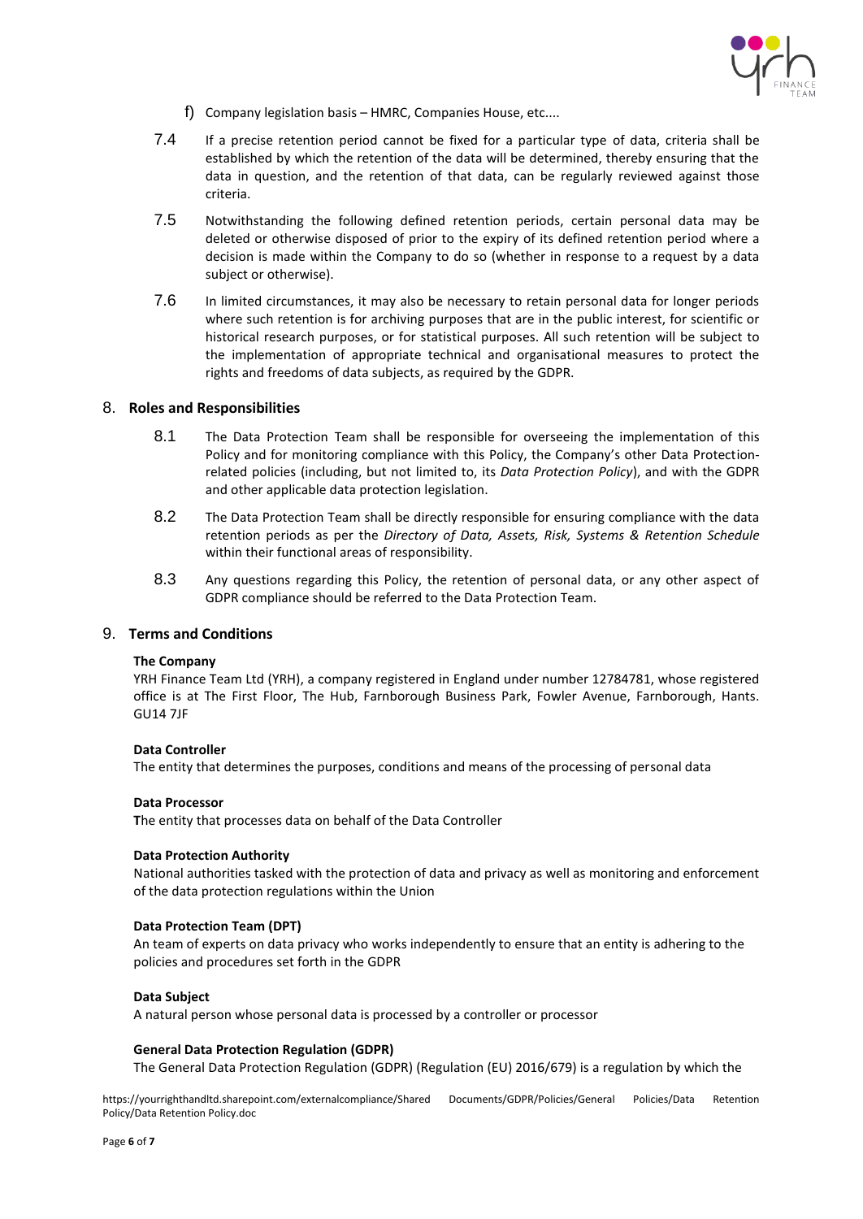f) Company legislation basis – HMRC, Companies House, etc....

7.4 If a precise retention period cannot be fixed for a particular type of data, criteria shall be established by which the retention of the data will be determined, thereby ensuring that the data in question, and the retention of that data, can be regularly reviewed against those criteria.

7.5 Notwithstanding the following defined retention periods, certain personal data may be deleted or otherwise disposed of prior to the expiry of its defined retention period where a decision is made within the Company to do so (whether in response to a request by a data subject or otherwise).

7.6 In limited circumstances, it may also be necessary to retain personal data for longer periods where such retention is for archiving purposes that are in the public interest, for scientific or historical research purposes, or for statistical purposes. All such retention will be subject to the implementation of appropriate technical and organisational measures to protect the rights and freedoms of data subjects, as required by the GDPR.

## 8. Roles and Responsibilities

8.1 The Data Protection Team shall be responsible for overseeing the implementation of this Policy and for monitoring compliance with this Policy, the Company's other Data Protection-related policies (including, but not limited to, its *Data Protection Policy*), and with the GDPR and other applicable data protection legislation.

8.2 The Data Protection Team shall be directly responsible for ensuring compliance with the data retention periods as per the *Directory of Data, Assets, Risk, Systems & Retention Schedule* within their functional areas of responsibility.

8.3 Any questions regarding this Policy, the retention of personal data, or any other aspect of GDPR compliance should be referred to the Data Protection Team.

## 9. Terms and Conditions

**The Company**

YRH Finance Team Ltd (YRH), a company registered in England under number 12784781, whose registered office is at The First Floor, The Hub, Farnborough Business Park, Fowler Avenue, Farnborough, Hants. GU14 7JF

**Data Controller**

The entity that determines the purposes, conditions and means of the processing of personal data

**Data Processor**

**T**he entity that processes data on behalf of the Data Controller

**Data Protection Authority**

National authorities tasked with the protection of data and privacy as well as monitoring and enforcement of the data protection regulations within the Union

**Data Protection Team (DPT)**

An team of experts on data privacy who works independently to ensure that an entity is adhering to the policies and procedures set forth in the GDPR

**Data Subject**

A natural person whose personal data is processed by a controller or processor

**General Data Protection Regulation (GDPR)**

The General Data Protection Regulation (GDPR) (Regulation (EU) 2016/679) is a regulation by which the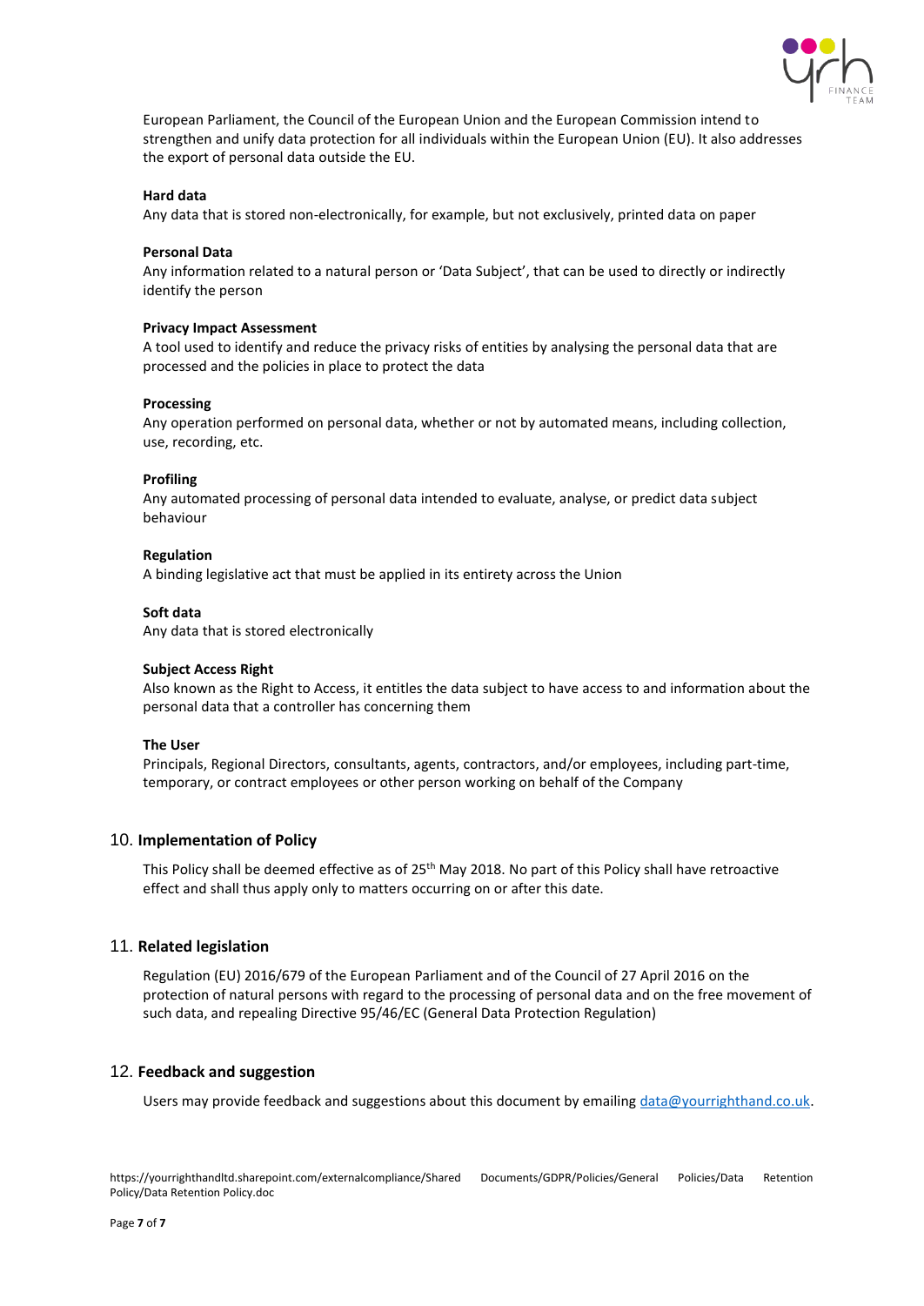European Parliament, the Council of the European Union and the European Commission intend to strengthen and unify data protection for all individuals within the European Union (EU). It also addresses the export of personal data outside the EU.

**Hard data**
Any data that is stored non-electronically, for example, but not exclusively, printed data on paper

**Personal Data**
Any information related to a natural person or 'Data Subject', that can be used to directly or indirectly identify the person

**Privacy Impact Assessment**
A tool used to identify and reduce the privacy risks of entities by analysing the personal data that are processed and the policies in place to protect the data

**Processing**
Any operation performed on personal data, whether or not by automated means, including collection, use, recording, etc.

**Profiling**
Any automated processing of personal data intended to evaluate, analyse, or predict data subject behaviour

**Regulation**
A binding legislative act that must be applied in its entirety across the Union

**Soft data**
Any data that is stored electronically

**Subject Access Right**
Also known as the Right to Access, it entitles the data subject to have access to and information about the personal data that a controller has concerning them

**The User**
Principals, Regional Directors, consultants, agents, contractors, and/or employees, including part-time, temporary, or contract employees or other person working on behalf of the Company

## 10. Implementation of Policy

This Policy shall be deemed effective as of 25th May 2018. No part of this Policy shall have retroactive effect and shall thus apply only to matters occurring on or after this date.

## 11. Related legislation

Regulation (EU) 2016/679 of the European Parliament and of the Council of 27 April 2016 on the protection of natural persons with regard to the processing of personal data and on the free movement of such data, and repealing Directive 95/46/EC (General Data Protection Regulation)

## 12. Feedback and suggestion

Users may provide feedback and suggestions about this document by emailing data@yourrighthand.co.uk.